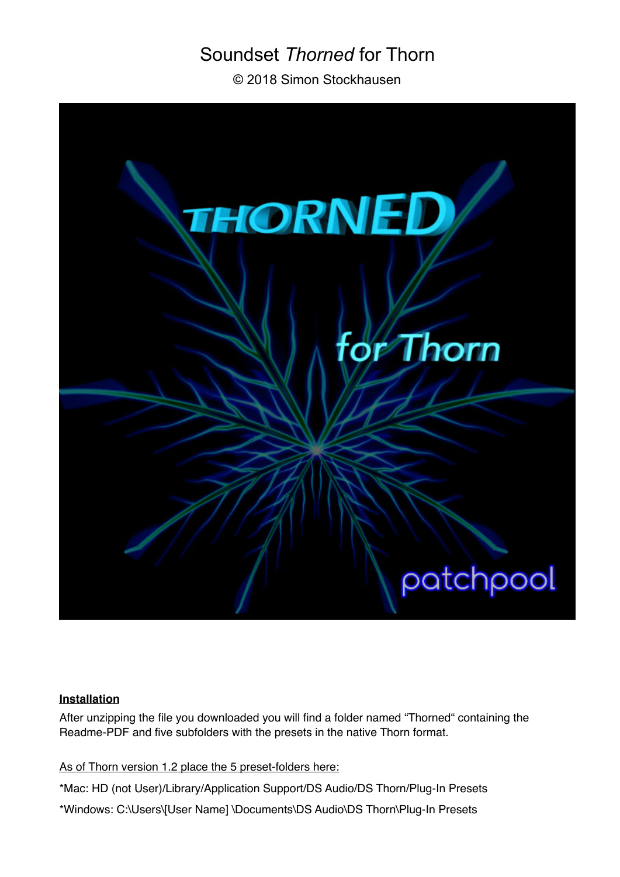# Soundset *Thorned* for Thorn

© 2018 Simon Stockhausen

**Installation**

After unzipping the file you downloaded you will find a folder named "Thorned" containing the Readme-PDF and five subfolders with the presets in the native Thorn format.

As of Thorn version 1.2 place the 5 preset-folders here:

*Mac: HD (not User)/Library/Application Support/DS Audio/DS Thorn/Plug-In Presets

*Windows: C:\Users\[User Name] \Documents\DS Audio\DS Thorn\Plug-In Presets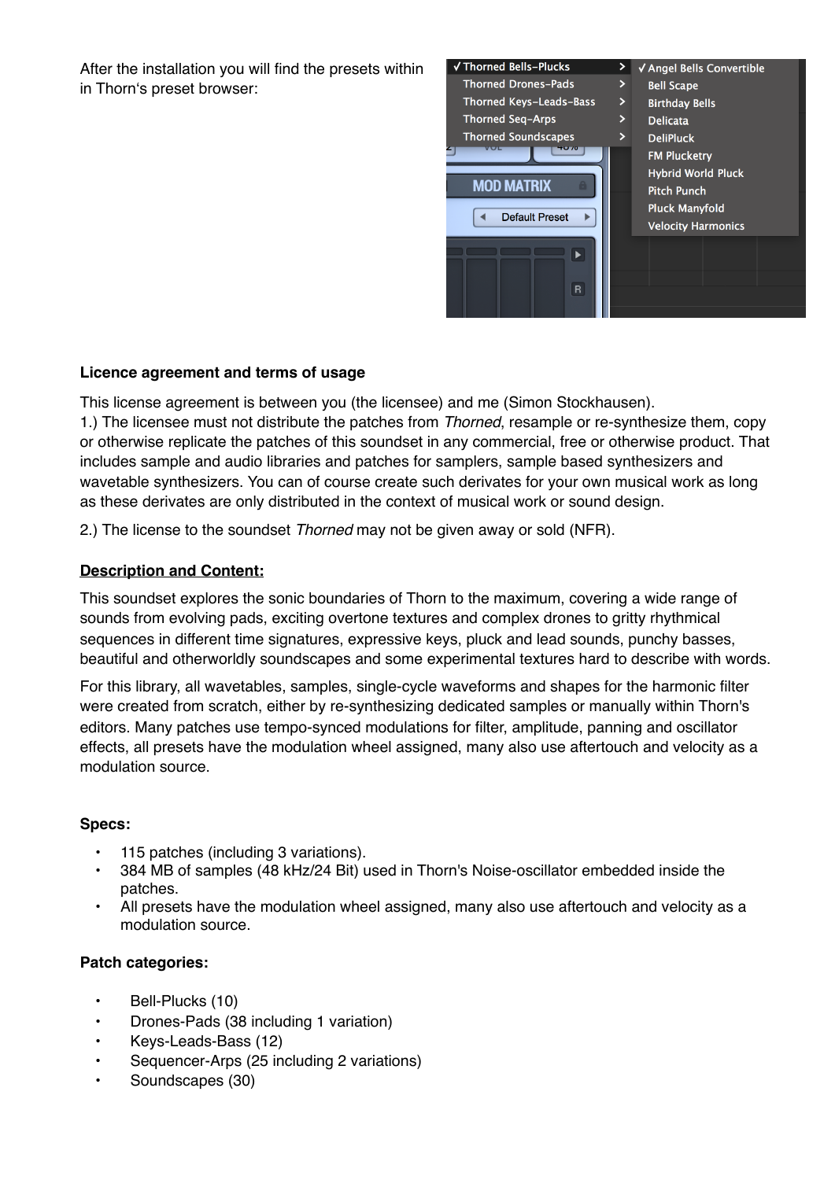After the installation you will find the presets within in Thorn's preset browser:

**Licence agreement and terms of usage**

This license agreement is between you (the licensee) and me (Simon Stockhausen).
1.) The licensee must not distribute the patches from *Thorned*, resample or re-synthesize them, copy or otherwise replicate the patches of this soundset in any commercial, free or otherwise product. That includes sample and audio libraries and patches for samplers, sample based synthesizers and wavetable synthesizers. You can of course create such derivates for your own musical work as long as these derivates are only distributed in the context of musical work or sound design.

2.) The license to the soundset *Thorned* may not be given away or sold (NFR).

**<u>Description and Content:</u>**

This soundset explores the sonic boundaries of Thorn to the maximum, covering a wide range of sounds from evolving pads, exciting overtone textures and complex drones to gritty rhythmical sequences in different time signatures, expressive keys, pluck and lead sounds, punchy basses, beautiful and otherworldly soundscapes and some experimental textures hard to describe with words.

For this library, all wavetables, samples, single-cycle waveforms and shapes for the harmonic filter were created from scratch, either by re-synthesizing dedicated samples or manually within Thorn's editors. Many patches use tempo-synced modulations for filter, amplitude, panning and oscillator effects, all presets have the modulation wheel assigned, many also use aftertouch and velocity as a modulation source.

**Specs:**

- 115 patches (including 3 variations).
- 384 MB of samples (48 kHz/24 Bit) used in Thorn's Noise-oscillator embedded inside the patches.
- All presets have the modulation wheel assigned, many also use aftertouch and velocity as a modulation source.

**Patch categories:**

- Bell-Plucks (10)
- Drones-Pads (38 including 1 variation)
- Keys-Leads-Bass (12)
- Sequencer-Arps (25 including 2 variations)
- Soundscapes (30)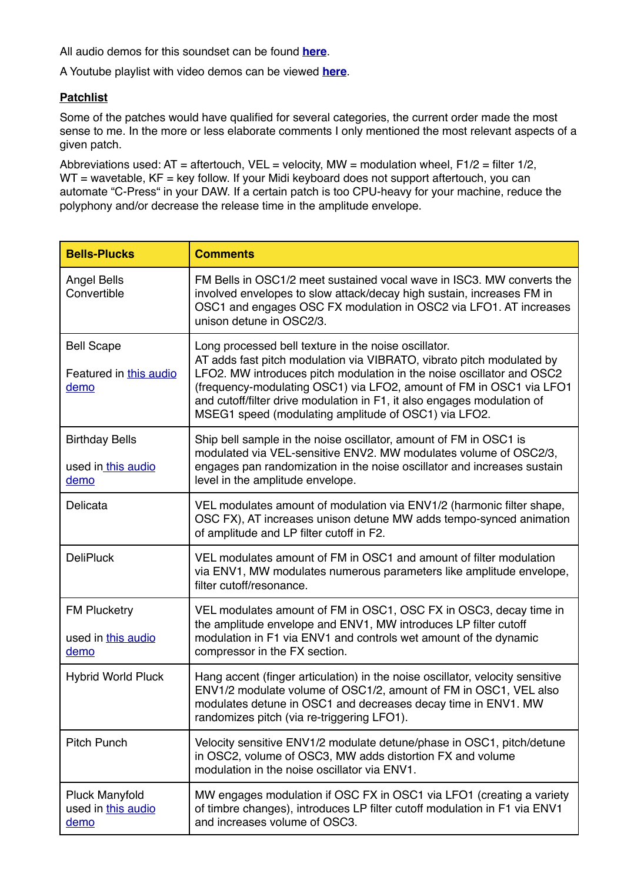All audio demos for this soundset can be found **here**.

A Youtube playlist with video demos can be viewed **here**.

**Patchlist**

Some of the patches would have qualified for several categories, the current order made the most sense to me. In the more or less elaborate comments I only mentioned the most relevant aspects of a given patch.

Abbreviations used: AT = aftertouch, VEL = velocity, MW = modulation wheel, F1/2 = filter 1/2, WT = wavetable, KF = key follow. If your Midi keyboard does not support aftertouch, you can automate "C-Press" in your DAW. If a certain patch is too CPU-heavy for your machine, reduce the polyphony and/or decrease the release time in the amplitude envelope.

| Bells-Plucks | Comments |
|---|---|
| Angel Bells Convertible | FM Bells in OSC1/2 meet sustained vocal wave in ISC3. MW converts the involved envelopes to slow attack/decay high sustain, increases FM in OSC1 and engages OSC FX modulation in OSC2 via LFO1. AT increases unison detune in OSC2/3. |
| Bell Scape<br><br>Featured in this audio demo | Long processed bell texture in the noise oscillator.<br>AT adds fast pitch modulation via VIBRATO, vibrato pitch modulated by LFO2. MW introduces pitch modulation in the noise oscillator and OSC2 (frequency-modulating OSC1) via LFO2, amount of FM in OSC1 via LFO1 and cutoff/filter drive modulation in F1, it also engages modulation of MSEG1 speed (modulating amplitude of OSC1) via LFO2. |
| Birthday Bells<br><br>used in this audio demo | Ship bell sample in the noise oscillator, amount of FM in OSC1 is modulated via VEL-sensitive ENV2. MW modulates volume of OSC2/3, engages pan randomization in the noise oscillator and increases sustain level in the amplitude envelope. |
| Delicata | VEL modulates amount of modulation via ENV1/2 (harmonic filter shape, OSC FX), AT increases unison detune MW adds tempo-synced animation of amplitude and LP filter cutoff in F2. |
| DeliPluck | VEL modulates amount of FM in OSC1 and amount of filter modulation via ENV1, MW modulates numerous parameters like amplitude envelope, filter cutoff/resonance. |
| FM Pluckerty<br><br>used in this audio demo | VEL modulates amount of FM in OSC1, OSC FX in OSC3, decay time in the amplitude envelope and ENV1, MW introduces LP filter cutoff modulation in F1 via ENV1 and controls wet amount of the dynamic compressor in the FX section. |
| Hybrid World Pluck | Hang accent (finger articulation) in the noise oscillator, velocity sensitive ENV1/2 modulate volume of OSC1/2, amount of FM in OSC1, VEL also modulates detune in OSC1 and decreases decay time in ENV1. MW randomizes pitch (via re-triggering LFO1). |
| Pitch Punch | Velocity sensitive ENV1/2 modulate detune/phase in OSC1, pitch/detune in OSC2, volume of OSC3, MW adds distortion FX and volume modulation in the noise oscillator via ENV1. |
| Pluck Manyfold<br>used in this audio demo | MW engages modulation if OSC FX in OSC1 via LFO1 (creating a variety of timbre changes), introduces LP filter cutoff modulation in F1 via ENV1 and increases volume of OSC3. |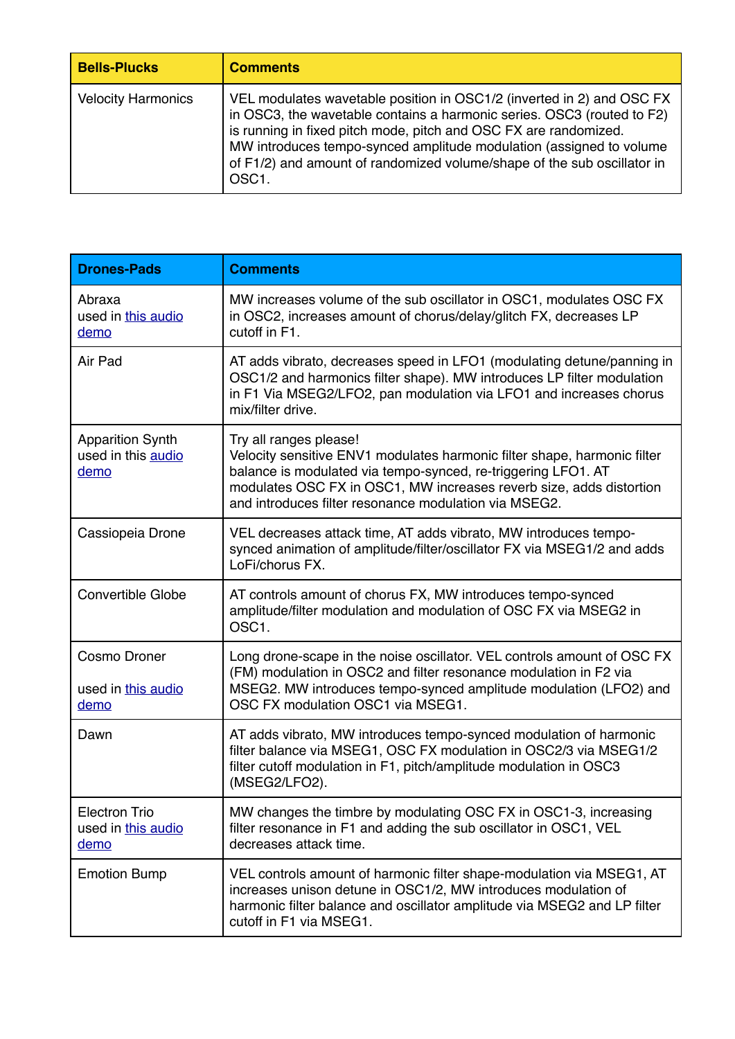| Bells-Plucks | Comments |
|---|---|
| Velocity Harmonics | VEL modulates wavetable position in OSC1/2 (inverted in 2) and OSC FX in OSC3, the wavetable contains a harmonic series. OSC3 (routed to F2) is running in fixed pitch mode, pitch and OSC FX are randomized.<br>MW introduces tempo-synced amplitude modulation (assigned to volume of F1/2) and amount of randomized volume/shape of the sub oscillator in OSC1. |

| Drones-Pads | Comments |
|---|---|
| Abraxa<br>used in this audio demo | MW increases volume of the sub oscillator in OSC1, modulates OSC FX in OSC2, increases amount of chorus/delay/glitch FX, decreases LP cutoff in F1. |
| Air Pad | AT adds vibrato, decreases speed in LFO1 (modulating detune/panning in OSC1/2 and harmonics filter shape). MW introduces LP filter modulation in F1 Via MSEG2/LFO2, pan modulation via LFO1 and increases chorus mix/filter drive. |
| Apparition Synth<br>used in this audio demo | Try all ranges please!<br>Velocity sensitive ENV1 modulates harmonic filter shape, harmonic filter balance is modulated via tempo-synced, re-triggering LFO1. AT modulates OSC FX in OSC1, MW increases reverb size, adds distortion and introduces filter resonance modulation via MSEG2. |
| Cassiopeia Drone | VEL decreases attack time, AT adds vibrato, MW introduces tempo-synced animation of amplitude/filter/oscillator FX via MSEG1/2 and adds LoFi/chorus FX. |
| Convertible Globe | AT controls amount of chorus FX, MW introduces tempo-synced amplitude/filter modulation and modulation of OSC FX via MSEG2 in OSC1. |
| Cosmo Droner<br><br>used in this audio demo | Long drone-scape in the noise oscillator. VEL controls amount of OSC FX (FM) modulation in OSC2 and filter resonance modulation in F2 via MSEG2. MW introduces tempo-synced amplitude modulation (LFO2) and OSC FX modulation OSC1 via MSEG1. |
| Dawn | AT adds vibrato, MW introduces tempo-synced modulation of harmonic filter balance via MSEG1, OSC FX modulation in OSC2/3 via MSEG1/2 filter cutoff modulation in F1, pitch/amplitude modulation in OSC3 (MSEG2/LFO2). |
| Electron Trio<br>used in this audio demo | MW changes the timbre by modulating OSC FX in OSC1-3, increasing filter resonance in F1 and adding the sub oscillator in OSC1, VEL decreases attack time. |
| Emotion Bump | VEL controls amount of harmonic filter shape-modulation via MSEG1, AT increases unison detune in OSC1/2, MW introduces modulation of harmonic filter balance and oscillator amplitude via MSEG2 and LP filter cutoff in F1 via MSEG1. |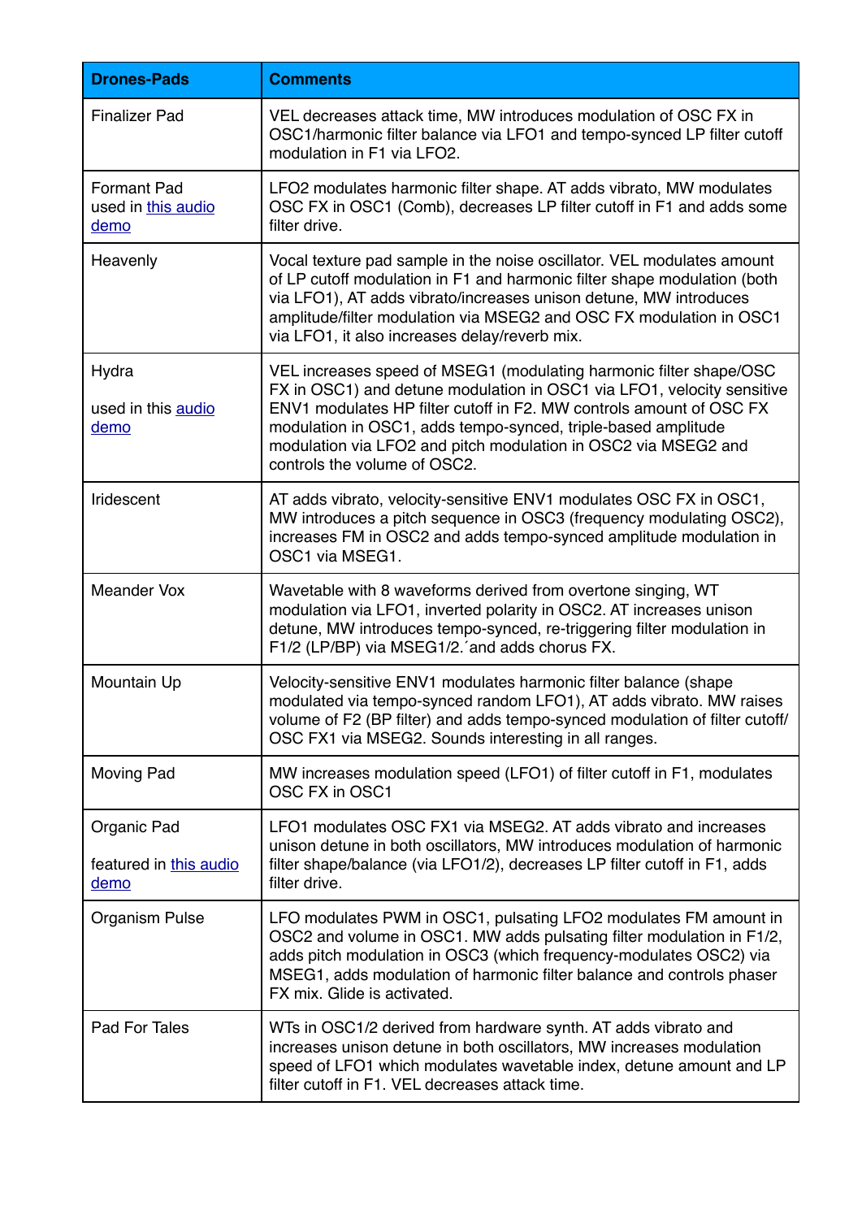| Drones-Pads | Comments |
|---|---|
| Finalizer Pad | VEL decreases attack time, MW introduces modulation of OSC FX in OSC1/harmonic filter balance via LFO1 and tempo-synced LP filter cutoff modulation in F1 via LFO2. |
| Formant Pad used in [this audio demo]() | LFO2 modulates harmonic filter shape. AT adds vibrato, MW modulates OSC FX in OSC1 (Comb), decreases LP filter cutoff in F1 and adds some filter drive. |
| Heavenly | Vocal texture pad sample in the noise oscillator. VEL modulates amount of LP cutoff modulation in F1 and harmonic filter shape modulation (both via LFO1), AT adds vibrato/increases unison detune, MW introduces amplitude/filter modulation via MSEG2 and OSC FX modulation in OSC1 via LFO1, it also increases delay/reverb mix. |
| Hydra<br><br>used in this [audio demo]() | VEL increases speed of MSEG1 (modulating harmonic filter shape/OSC FX in OSC1) and detune modulation in OSC1 via LFO1, velocity sensitive ENV1 modulates HP filter cutoff in F2. MW controls amount of OSC FX modulation in OSC1, adds tempo-synced, triple-based amplitude modulation via LFO2 and pitch modulation in OSC2 via MSEG2 and controls the volume of OSC2. |
| Iridescent | AT adds vibrato, velocity-sensitive ENV1 modulates OSC FX in OSC1, MW introduces a pitch sequence in OSC3 (frequency modulating OSC2), increases FM in OSC2 and adds tempo-synced amplitude modulation in OSC1 via MSEG1. |
| Meander Vox | Wavetable with 8 waveforms derived from overtone singing, WT modulation via LFO1, inverted polarity in OSC2. AT increases unison detune, MW introduces tempo-synced, re-triggering filter modulation in F1/2 (LP/BP) via MSEG1/2.´and adds chorus FX. |
| Mountain Up | Velocity-sensitive ENV1 modulates harmonic filter balance (shape modulated via tempo-synced random LFO1), AT adds vibrato. MW raises volume of F2 (BP filter) and adds tempo-synced modulation of filter cutoff/ OSC FX1 via MSEG2. Sounds interesting in all ranges. |
| Moving Pad | MW increases modulation speed (LFO1) of filter cutoff in F1, modulates OSC FX in OSC1 |
| Organic Pad<br><br>featured in [this audio demo]() | LFO1 modulates OSC FX1 via MSEG2. AT adds vibrato and increases unison detune in both oscillators, MW introduces modulation of harmonic filter shape/balance (via LFO1/2), decreases LP filter cutoff in F1, adds filter drive. |
| Organism Pulse | LFO modulates PWM in OSC1, pulsating LFO2 modulates FM amount in OSC2 and volume in OSC1. MW adds pulsating filter modulation in F1/2, adds pitch modulation in OSC3 (which frequency-modulates OSC2) via MSEG1, adds modulation of harmonic filter balance and controls phaser FX mix. Glide is activated. |
| Pad For Tales | WTs in OSC1/2 derived from hardware synth. AT adds vibrato and increases unison detune in both oscillators, MW increases modulation speed of LFO1 which modulates wavetable index, detune amount and LP filter cutoff in F1. VEL decreases attack time. |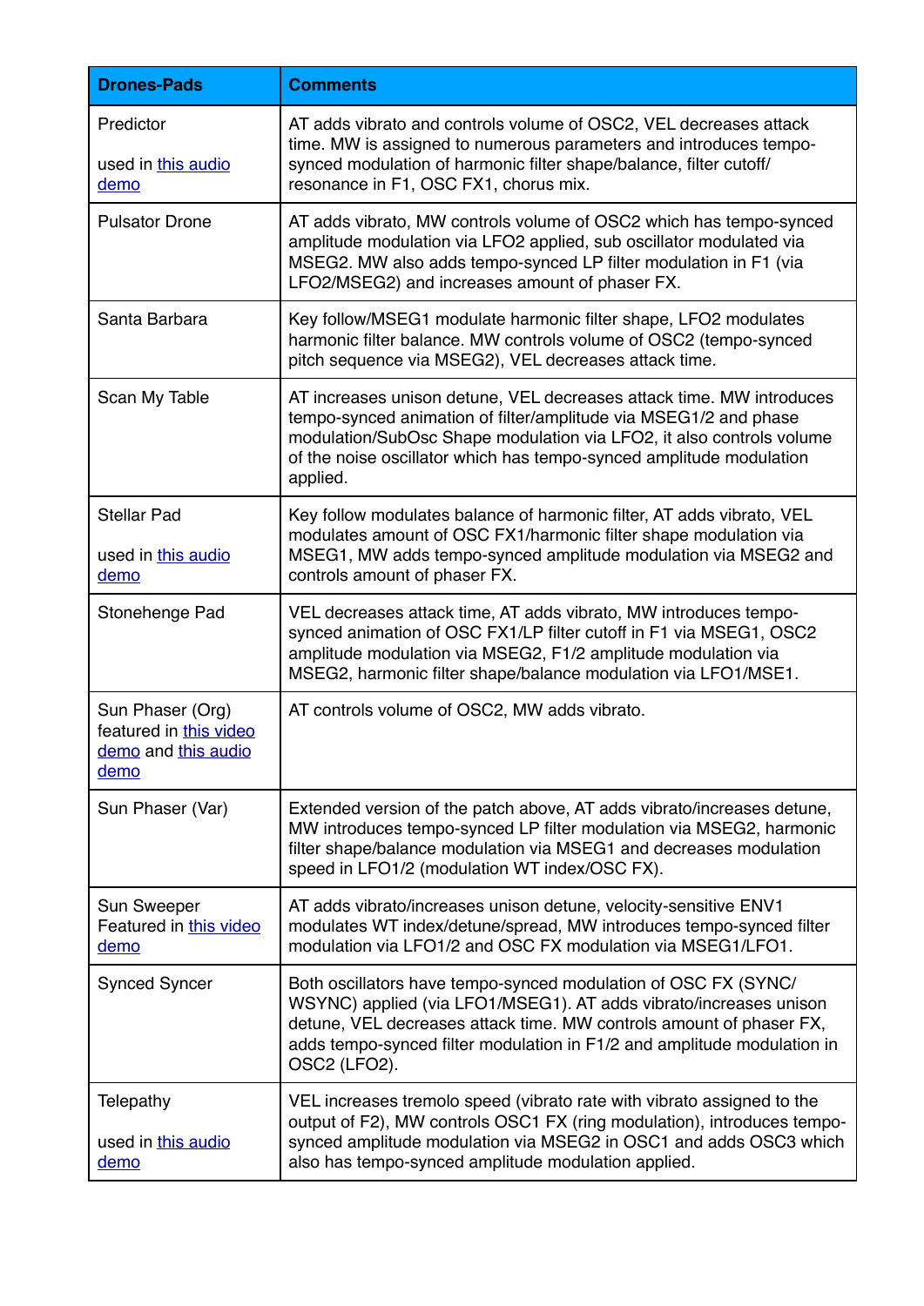| Drones-Pads | Comments |
| --- | --- |
| Predictor<br><br>used in this audio demo | AT adds vibrato and controls volume of OSC2, VEL decreases attack time. MW is assigned to numerous parameters and introduces tempo-synced modulation of harmonic filter shape/balance, filter cutoff/ resonance in F1, OSC FX1, chorus mix. |
| Pulsator Drone | AT adds vibrato, MW controls volume of OSC2 which has tempo-synced amplitude modulation via LFO2 applied, sub oscillator modulated via MSEG2. MW also adds tempo-synced LP filter modulation in F1 (via LFO2/MSEG2) and increases amount of phaser FX. |
| Santa Barbara | Key follow/MSEG1 modulate harmonic filter shape, LFO2 modulates harmonic filter balance. MW controls volume of OSC2 (tempo-synced pitch sequence via MSEG2), VEL decreases attack time. |
| Scan My Table | AT increases unison detune, VEL decreases attack time. MW introduces tempo-synced animation of filter/amplitude via MSEG1/2 and phase modulation/SubOsc Shape modulation via LFO2, it also controls volume of the noise oscillator which has tempo-synced amplitude modulation applied. |
| Stellar Pad<br><br>used in this audio demo | Key follow modulates balance of harmonic filter, AT adds vibrato, VEL modulates amount of OSC FX1/harmonic filter shape modulation via MSEG1, MW adds tempo-synced amplitude modulation via MSEG2 and controls amount of phaser FX. |
| Stonehenge Pad | VEL decreases attack time, AT adds vibrato, MW introduces tempo-synced animation of OSC FX1/LP filter cutoff in F1 via MSEG1, OSC2 amplitude modulation via MSEG2, F1/2 amplitude modulation via MSEG2, harmonic filter shape/balance modulation via LFO1/MSE1. |
| Sun Phaser (Org) featured in this video demo and this audio demo | AT controls volume of OSC2, MW adds vibrato. |
| Sun Phaser (Var) | Extended version of the patch above, AT adds vibrato/increases detune, MW introduces tempo-synced LP filter modulation via MSEG2, harmonic filter shape/balance modulation via MSEG1 and decreases modulation speed in LFO1/2 (modulation WT index/OSC FX). |
| Sun Sweeper Featured in this video demo | AT adds vibrato/increases unison detune, velocity-sensitive ENV1 modulates WT index/detune/spread, MW introduces tempo-synced filter modulation via LFO1/2 and OSC FX modulation via MSEG1/LFO1. |
| Synced Syncer | Both oscillators have tempo-synced modulation of OSC FX (SYNC/ WSYNC) applied (via LFO1/MSEG1). AT adds vibrato/increases unison detune, VEL decreases attack time. MW controls amount of phaser FX, adds tempo-synced filter modulation in F1/2 and amplitude modulation in OSC2 (LFO2). |
| Telepathy<br><br>used in this audio demo | VEL increases tremolo speed (vibrato rate with vibrato assigned to the output of F2), MW controls OSC1 FX (ring modulation), introduces tempo-synced amplitude modulation via MSEG2 in OSC1 and adds OSC3 which also has tempo-synced amplitude modulation applied. |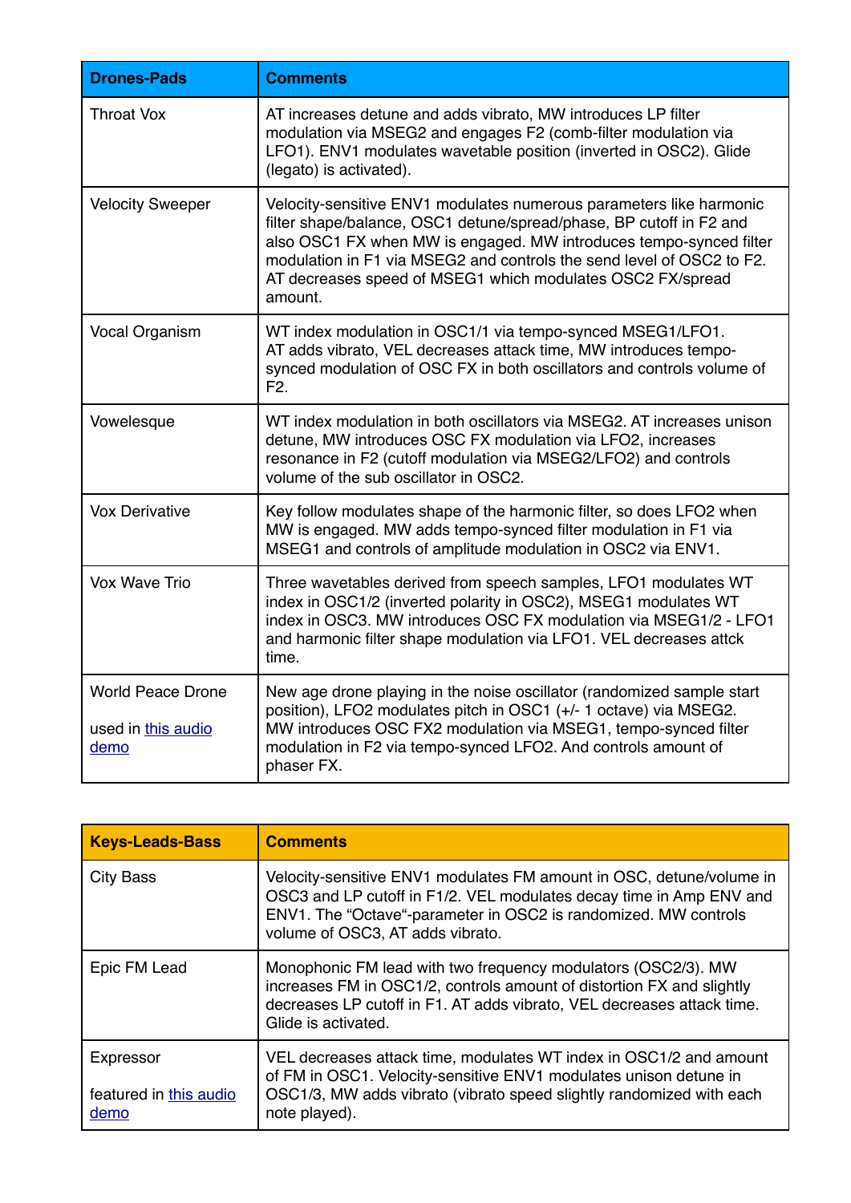| Drones-Pads | Comments |
|---|---|
| Throat Vox | AT increases detune and adds vibrato, MW introduces LP filter modulation via MSEG2 and engages F2 (comb-filter modulation via LFO1). ENV1 modulates wavetable position (inverted in OSC2). Glide (legato) is activated). |
| Velocity Sweeper | Velocity-sensitive ENV1 modulates numerous parameters like harmonic filter shape/balance, OSC1 detune/spread/phase, BP cutoff in F2 and also OSC1 FX when MW is engaged. MW introduces tempo-synced filter modulation in F1 via MSEG2 and controls the send level of OSC2 to F2. AT decreases speed of MSEG1 which modulates OSC2 FX/spread amount. |
| Vocal Organism | WT index modulation in OSC1/1 via tempo-synced MSEG1/LFO1. AT adds vibrato, VEL decreases attack time, MW introduces tempo-synced modulation of OSC FX in both oscillators and controls volume of F2. |
| Vowelesque | WT index modulation in both oscillators via MSEG2. AT increases unison detune, MW introduces OSC FX modulation via LFO2, increases resonance in F2 (cutoff modulation via MSEG2/LFO2) and controls volume of the sub oscillator in OSC2. |
| Vox Derivative | Key follow modulates shape of the harmonic filter, so does LFO2 when MW is engaged. MW adds tempo-synced filter modulation in F1 via MSEG1 and controls of amplitude modulation in OSC2 via ENV1. |
| Vox Wave Trio | Three wavetables derived from speech samples, LFO1 modulates WT index in OSC1/2 (inverted polarity in OSC2), MSEG1 modulates WT index in OSC3. MW introduces OSC FX modulation via MSEG1/2 - LFO1 and harmonic filter shape modulation via LFO1. VEL decreases attck time. |
| World Peace Drone<br><br>used in [this audio demo]() | New age drone playing in the noise oscillator (randomized sample start position), LFO2 modulates pitch in OSC1 (+/- 1 octave) via MSEG2. MW introduces OSC FX2 modulation via MSEG1, tempo-synced filter modulation in F2 via tempo-synced LFO2. And controls amount of phaser FX. |

| Keys-Leads-Bass | Comments |
|---|---|
| City Bass | Velocity-sensitive ENV1 modulates FM amount in OSC, detune/volume in OSC3 and LP cutoff in F1/2. VEL modulates decay time in Amp ENV and ENV1. The “Octave“-parameter in OSC2 is randomized. MW controls volume of OSC3, AT adds vibrato. |
| Epic FM Lead | Monophonic FM lead with two frequency modulators (OSC2/3). MW increases FM in OSC1/2, controls amount of distortion FX and slightly decreases LP cutoff in F1. AT adds vibrato, VEL decreases attack time. Glide is activated. |
| Expressor<br><br>featured in [this audio demo]() | VEL decreases attack time, modulates WT index in OSC1/2 and amount of FM in OSC1. Velocity-sensitive ENV1 modulates unison detune in OSC1/3, MW adds vibrato (vibrato speed slightly randomized with each note played). |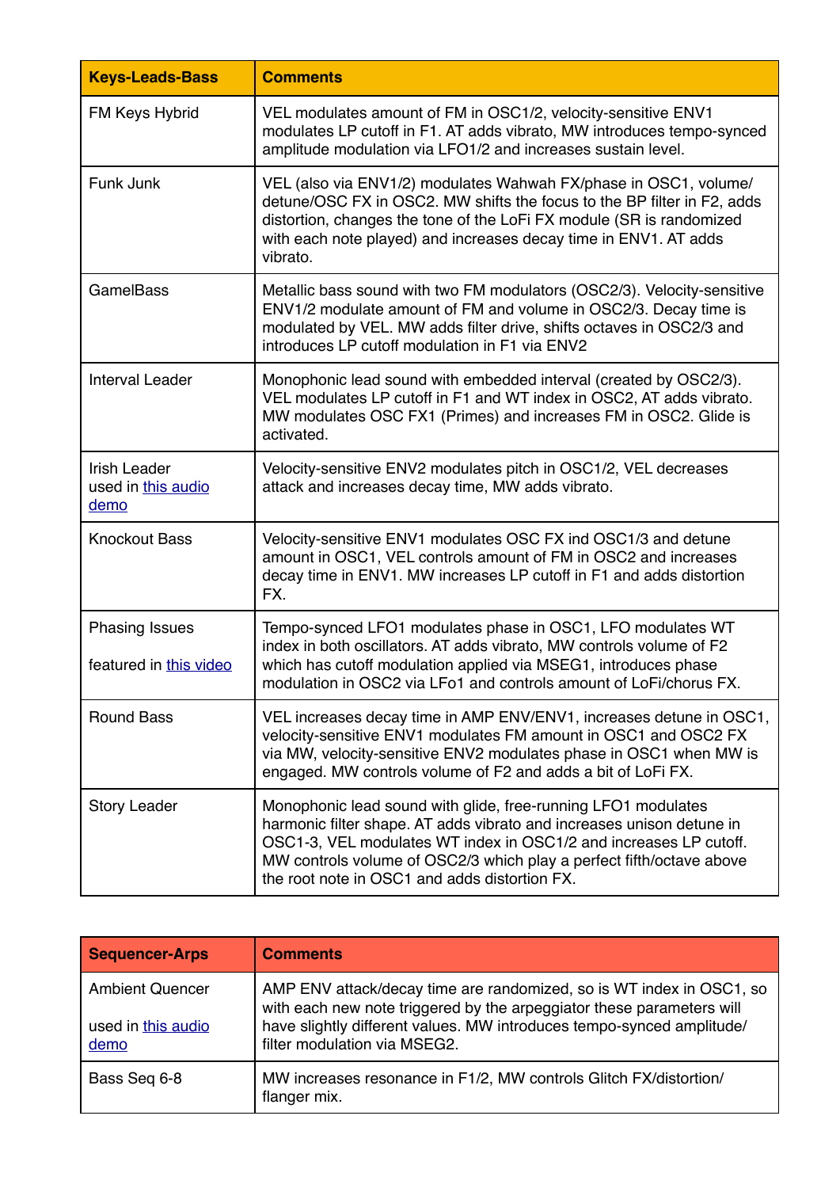| Keys-Leads-Bass | Comments |
| --- | --- |
| FM Keys Hybrid | VEL modulates amount of FM in OSC1/2, velocity-sensitive ENV1 modulates LP cutoff in F1. AT adds vibrato, MW introduces tempo-synced amplitude modulation via LFO1/2 and increases sustain level. |
| Funk Junk | VEL (also via ENV1/2) modulates Wahwah FX/phase in OSC1, volume/ detune/OSC FX in OSC2. MW shifts the focus to the BP filter in F2, adds distortion, changes the tone of the LoFi FX module (SR is randomized with each note played) and increases decay time in ENV1. AT adds vibrato. |
| GamelBass | Metallic bass sound with two FM modulators (OSC2/3). Velocity-sensitive ENV1/2 modulate amount of FM and volume in OSC2/3. Decay time is modulated by VEL. MW adds filter drive, shifts octaves in OSC2/3 and introduces LP cutoff modulation in F1 via ENV2 |
| Interval Leader | Monophonic lead sound with embedded interval (created by OSC2/3). VEL modulates LP cutoff in F1 and WT index in OSC2, AT adds vibrato. MW modulates OSC FX1 (Primes) and increases FM in OSC2. Glide is activated. |
| Irish Leader used in this audio demo | Velocity-sensitive ENV2 modulates pitch in OSC1/2, VEL decreases attack and increases decay time, MW adds vibrato. |
| Knockout Bass | Velocity-sensitive ENV1 modulates OSC FX ind OSC1/3 and detune amount in OSC1, VEL controls amount of FM in OSC2 and increases decay time in ENV1. MW increases LP cutoff in F1 and adds distortion FX. |
| Phasing Issues<br><br>featured in this video | Tempo-synced LFO1 modulates phase in OSC1, LFO modulates WT index in both oscillators. AT adds vibrato, MW controls volume of F2 which has cutoff modulation applied via MSEG1, introduces phase modulation in OSC2 via LFo1 and controls amount of LoFi/chorus FX. |
| Round Bass | VEL increases decay time in AMP ENV/ENV1, increases detune in OSC1, velocity-sensitive ENV1 modulates FM amount in OSC1 and OSC2 FX via MW, velocity-sensitive ENV2 modulates phase in OSC1 when MW is engaged. MW controls volume of F2 and adds a bit of LoFi FX. |
| Story Leader | Monophonic lead sound with glide, free-running LFO1 modulates harmonic filter shape. AT adds vibrato and increases unison detune in OSC1-3, VEL modulates WT index in OSC1/2 and increases LP cutoff. MW controls volume of OSC2/3 which play a perfect fifth/octave above the root note in OSC1 and adds distortion FX. |

| Sequencer-Arps | Comments |
| --- | --- |
| Ambient Quencer<br><br>used in this audio demo | AMP ENV attack/decay time are randomized, so is WT index in OSC1, so with each new note triggered by the arpeggiator these parameters will have slightly different values. MW introduces tempo-synced amplitude/ filter modulation via MSEG2. |
| Bass Seq 6-8 | MW increases resonance in F1/2, MW controls Glitch FX/distortion/ flanger mix. |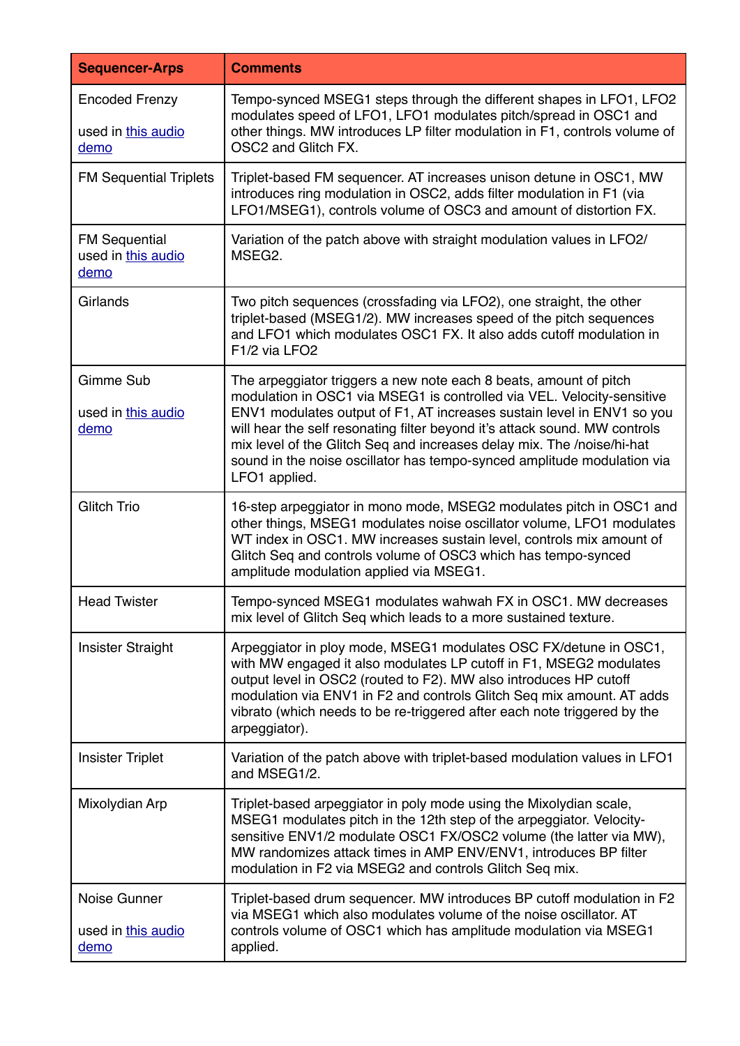| Sequencer-Arps | Comments |
|---|---|
| Encoded Frenzy<br><br>used in this audio demo | Tempo-synced MSEG1 steps through the different shapes in LFO1, LFO2 modulates speed of LFO1, LFO1 modulates pitch/spread in OSC1 and other things. MW introduces LP filter modulation in F1, controls volume of OSC2 and Glitch FX. |
| FM Sequential Triplets | Triplet-based FM sequencer. AT increases unison detune in OSC1, MW introduces ring modulation in OSC2, adds filter modulation in F1 (via LFO1/MSEG1), controls volume of OSC3 and amount of distortion FX. |
| FM Sequential<br>used in this audio demo | Variation of the patch above with straight modulation values in LFO2/MSEG2. |
| Girlands | Two pitch sequences (crossfading via LFO2), one straight, the other triplet-based (MSEG1/2). MW increases speed of the pitch sequences and LFO1 which modulates OSC1 FX. It also adds cutoff modulation in F1/2 via LFO2 |
| Gimme Sub<br><br>used in this audio demo | The arpeggiator triggers a new note each 8 beats, amount of pitch modulation in OSC1 via MSEG1 is controlled via VEL. Velocity-sensitive ENV1 modulates output of F1, AT increases sustain level in ENV1 so you will hear the self resonating filter beyond it's attack sound. MW controls mix level of the Glitch Seq and increases delay mix. The /noise/hi-hat sound in the noise oscillator has tempo-synced amplitude modulation via LFO1 applied. |
| Glitch Trio | 16-step arpeggiator in mono mode, MSEG2 modulates pitch in OSC1 and other things, MSEG1 modulates noise oscillator volume, LFO1 modulates WT index in OSC1. MW increases sustain level, controls mix amount of Glitch Seq and controls volume of OSC3 which has tempo-synced amplitude modulation applied via MSEG1. |
| Head Twister | Tempo-synced MSEG1 modulates wahwah FX in OSC1. MW decreases mix level of Glitch Seq which leads to a more sustained texture. |
| Insister Straight | Arpeggiator in ploy mode, MSEG1 modulates OSC FX/detune in OSC1, with MW engaged it also modulates LP cutoff in F1, MSEG2 modulates output level in OSC2 (routed to F2). MW also introduces HP cutoff modulation via ENV1 in F2 and controls Glitch Seq mix amount. AT adds vibrato (which needs to be re-triggered after each note triggered by the arpeggiator). |
| Insister Triplet | Variation of the patch above with triplet-based modulation values in LFO1 and MSEG1/2. |
| Mixolydian Arp | Triplet-based arpeggiator in poly mode using the Mixolydian scale, MSEG1 modulates pitch in the 12th step of the arpeggiator. Velocity-sensitive ENV1/2 modulate OSC1 FX/OSC2 volume (the latter via MW), MW randomizes attack times in AMP ENV/ENV1, introduces BP filter modulation in F2 via MSEG2 and controls Glitch Seq mix. |
| Noise Gunner<br><br>used in this audio demo | Triplet-based drum sequencer. MW introduces BP cutoff modulation in F2 via MSEG1 which also modulates volume of the noise oscillator. AT controls volume of OSC1 which has amplitude modulation via MSEG1 applied. |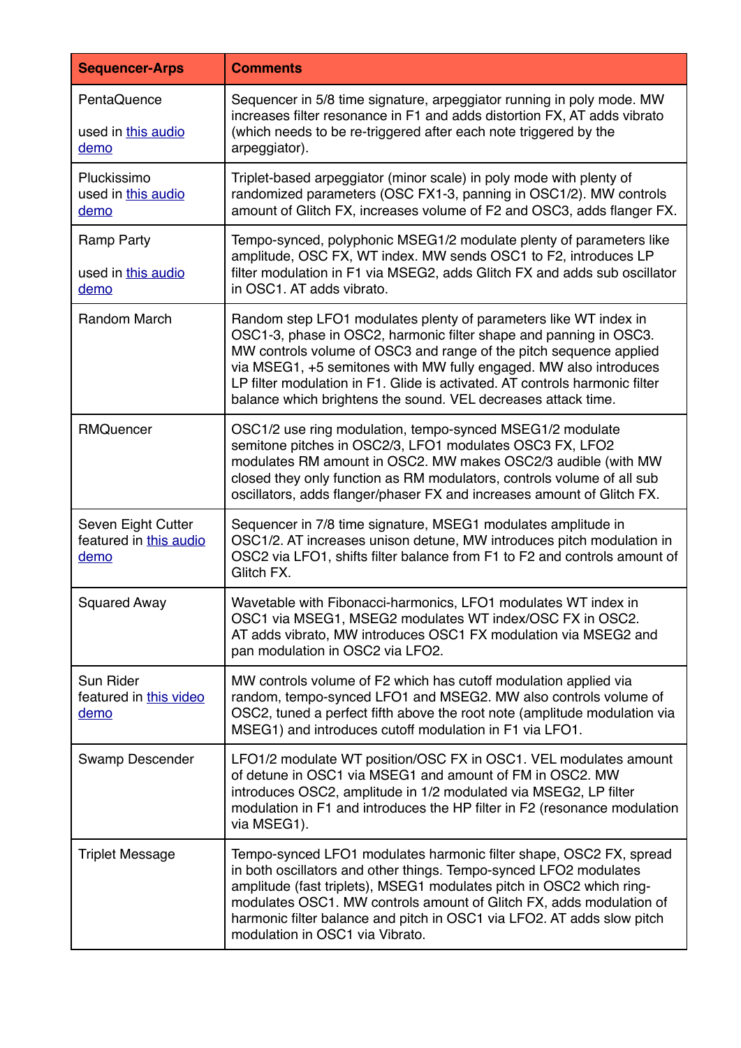| Sequencer-Arps | Comments |
|---|---|
| PentaQuence<br><br>used in this audio demo | Sequencer in 5/8 time signature, arpeggiator running in poly mode. MW increases filter resonance in F1 and adds distortion FX, AT adds vibrato (which needs to be re-triggered after each note triggered by the arpeggiator). |
| Pluckissimo<br>used in this audio demo | Triplet-based arpeggiator (minor scale) in poly mode with plenty of randomized parameters (OSC FX1-3, panning in OSC1/2). MW controls amount of Glitch FX, increases volume of F2 and OSC3, adds flanger FX. |
| Ramp Party<br><br>used in this audio demo | Tempo-synced, polyphonic MSEG1/2 modulate plenty of parameters like amplitude, OSC FX, WT index. MW sends OSC1 to F2, introduces LP filter modulation in F1 via MSEG2, adds Glitch FX and adds sub oscillator in OSC1. AT adds vibrato. |
| Random March | Random step LFO1 modulates plenty of parameters like WT index in OSC1-3, phase in OSC2, harmonic filter shape and panning in OSC3. MW controls volume of OSC3 and range of the pitch sequence applied via MSEG1, +5 semitones with MW fully engaged. MW also introduces LP filter modulation in F1. Glide is activated. AT controls harmonic filter balance which brightens the sound. VEL decreases attack time. |
| RMQuencer | OSC1/2 use ring modulation, tempo-synced MSEG1/2 modulate semitone pitches in OSC2/3, LFO1 modulates OSC3 FX, LFO2 modulates RM amount in OSC2. MW makes OSC2/3 audible (with MW closed they only function as RM modulators, controls volume of all sub oscillators, adds flanger/phaser FX and increases amount of Glitch FX. |
| Seven Eight Cutter<br>featured in this audio demo | Sequencer in 7/8 time signature, MSEG1 modulates amplitude in OSC1/2. AT increases unison detune, MW introduces pitch modulation in OSC2 via LFO1, shifts filter balance from F1 to F2 and controls amount of Glitch FX. |
| Squared Away | Wavetable with Fibonacci-harmonics, LFO1 modulates WT index in OSC1 via MSEG1, MSEG2 modulates WT index/OSC FX in OSC2. AT adds vibrato, MW introduces OSC1 FX modulation via MSEG2 and pan modulation in OSC2 via LFO2. |
| Sun Rider<br>featured in this video demo | MW controls volume of F2 which has cutoff modulation applied via random, tempo-synced LFO1 and MSEG2. MW also controls volume of OSC2, tuned a perfect fifth above the root note (amplitude modulation via MSEG1) and introduces cutoff modulation in F1 via LFO1. |
| Swamp Descender | LFO1/2 modulate WT position/OSC FX in OSC1. VEL modulates amount of detune in OSC1 via MSEG1 and amount of FM in OSC2. MW introduces OSC2, amplitude in 1/2 modulated via MSEG2, LP filter modulation in F1 and introduces the HP filter in F2 (resonance modulation via MSEG1). |
| Triplet Message | Tempo-synced LFO1 modulates harmonic filter shape, OSC2 FX, spread in both oscillators and other things. Tempo-synced LFO2 modulates amplitude (fast triplets), MSEG1 modulates pitch in OSC2 which ring-modulates OSC1. MW controls amount of Glitch FX, adds modulation of harmonic filter balance and pitch in OSC1 via LFO2. AT adds slow pitch modulation in OSC1 via Vibrato. |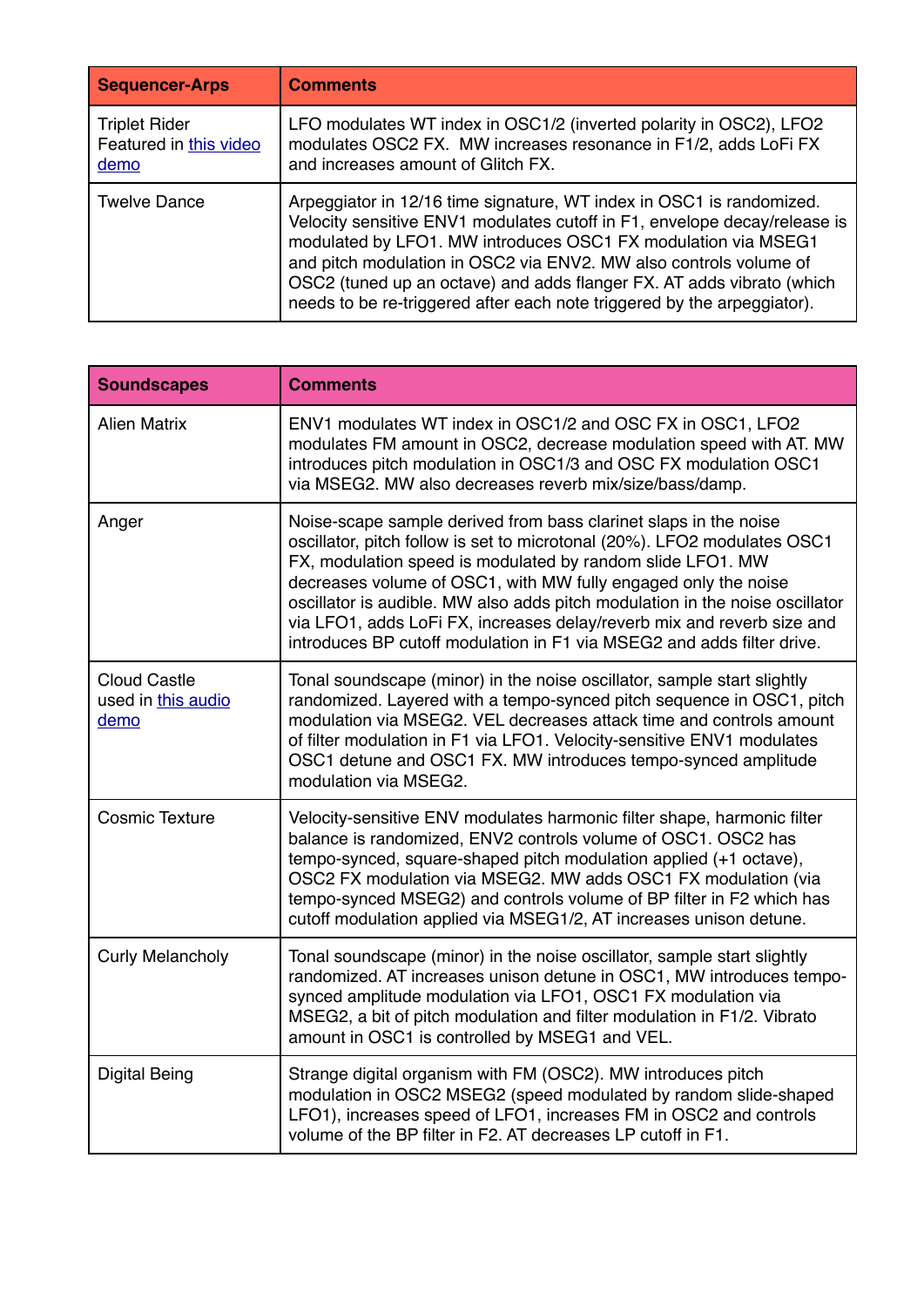| Sequencer-Arps | Comments |
|---|---|
| Triplet Rider Featured in [this video demo]() | LFO modulates WT index in OSC1/2 (inverted polarity in OSC2), LFO2 modulates OSC2 FX. MW increases resonance in F1/2, adds LoFi FX and increases amount of Glitch FX. |
| Twelve Dance | Arpeggiator in 12/16 time signature, WT index in OSC1 is randomized. Velocity sensitive ENV1 modulates cutoff in F1, envelope decay/release is modulated by LFO1. MW introduces OSC1 FX modulation via MSEG1 and pitch modulation in OSC2 via ENV2. MW also controls volume of OSC2 (tuned up an octave) and adds flanger FX. AT adds vibrato (which needs to be re-triggered after each note triggered by the arpeggiator). |

| Soundscapes | Comments |
|---|---|
| Alien Matrix | ENV1 modulates WT index in OSC1/2 and OSC FX in OSC1, LFO2 modulates FM amount in OSC2, decrease modulation speed with AT. MW introduces pitch modulation in OSC1/3 and OSC FX modulation OSC1 via MSEG2. MW also decreases reverb mix/size/bass/damp. |
| Anger | Noise-scape sample derived from bass clarinet slaps in the noise oscillator, pitch follow is set to microtonal (20%). LFO2 modulates OSC1 FX, modulation speed is modulated by random slide LFO1. MW decreases volume of OSC1, with MW fully engaged only the noise oscillator is audible. MW also adds pitch modulation in the noise oscillator via LFO1, adds LoFi FX, increases delay/reverb mix and reverb size and introduces BP cutoff modulation in F1 via MSEG2 and adds filter drive. |
| Cloud Castle used in [this audio demo]() | Tonal soundscape (minor) in the noise oscillator, sample start slightly randomized. Layered with a tempo-synced pitch sequence in OSC1, pitch modulation via MSEG2. VEL decreases attack time and controls amount of filter modulation in F1 via LFO1. Velocity-sensitive ENV1 modulates OSC1 detune and OSC1 FX. MW introduces tempo-synced amplitude modulation via MSEG2. |
| Cosmic Texture | Velocity-sensitive ENV modulates harmonic filter shape, harmonic filter balance is randomized, ENV2 controls volume of OSC1. OSC2 has tempo-synced, square-shaped pitch modulation applied (+1 octave), OSC2 FX modulation via MSEG2. MW adds OSC1 FX modulation (via tempo-synced MSEG2) and controls volume of BP filter in F2 which has cutoff modulation applied via MSEG1/2, AT increases unison detune. |
| Curly Melancholy | Tonal soundscape (minor) in the noise oscillator, sample start slightly randomized. AT increases unison detune in OSC1, MW introduces tempo-synced amplitude modulation via LFO1, OSC1 FX modulation via MSEG2, a bit of pitch modulation and filter modulation in F1/2. Vibrato amount in OSC1 is controlled by MSEG1 and VEL. |
| Digital Being | Strange digital organism with FM (OSC2). MW introduces pitch modulation in OSC2 MSEG2 (speed modulated by random slide-shaped LFO1), increases speed of LFO1, increases FM in OSC2 and controls volume of the BP filter in F2. AT decreases LP cutoff in F1. |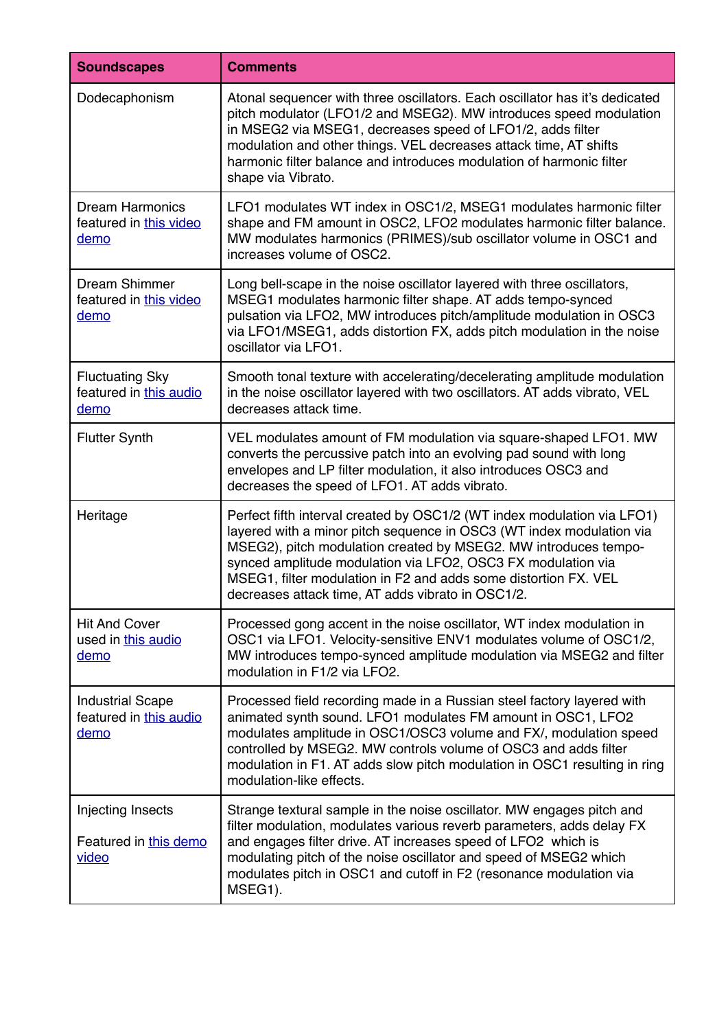| Soundscapes | Comments |
|---|---|
| Dodecaphonism | Atonal sequencer with three oscillators. Each oscillator has it's dedicated pitch modulator (LFO1/2 and MSEG2). MW introduces speed modulation in MSEG2 via MSEG1, decreases speed of LFO1/2, adds filter modulation and other things. VEL decreases attack time, AT shifts harmonic filter balance and introduces modulation of harmonic filter shape via Vibrato. |
| Dream Harmonics featured in [this video demo]() | LFO1 modulates WT index in OSC1/2, MSEG1 modulates harmonic filter shape and FM amount in OSC2, LFO2 modulates harmonic filter balance. MW modulates harmonics (PRIMES)/sub oscillator volume in OSC1 and increases volume of OSC2. |
| Dream Shimmer featured in [this video demo]() | Long bell-scape in the noise oscillator layered with three oscillators, MSEG1 modulates harmonic filter shape. AT adds tempo-synced pulsation via LFO2, MW introduces pitch/amplitude modulation in OSC3 via LFO1/MSEG1, adds distortion FX, adds pitch modulation in the noise oscillator via LFO1. |
| Fluctuating Sky featured in [this audio demo]() | Smooth tonal texture with accelerating/decelerating amplitude modulation in the noise oscillator layered with two oscillators. AT adds vibrato, VEL decreases attack time. |
| Flutter Synth | VEL modulates amount of FM modulation via square-shaped LFO1. MW converts the percussive patch into an evolving pad sound with long envelopes and LP filter modulation, it also introduces OSC3 and decreases the speed of LFO1. AT adds vibrato. |
| Heritage | Perfect fifth interval created by OSC1/2 (WT index modulation via LFO1) layered with a minor pitch sequence in OSC3 (WT index modulation via MSEG2), pitch modulation created by MSEG2. MW introduces tempo-synced amplitude modulation via LFO2, OSC3 FX modulation via MSEG1, filter modulation in F2 and adds some distortion FX. VEL decreases attack time, AT adds vibrato in OSC1/2. |
| Hit And Cover used in [this audio demo]() | Processed gong accent in the noise oscillator, WT index modulation in OSC1 via LFO1. Velocity-sensitive ENV1 modulates volume of OSC1/2, MW introduces tempo-synced amplitude modulation via MSEG2 and filter modulation in F1/2 via LFO2. |
| Industrial Scape featured in [this audio demo]() | Processed field recording made in a Russian steel factory layered with animated synth sound. LFO1 modulates FM amount in OSC1, LFO2 modulates amplitude in OSC1/OSC3 volume and FX/, modulation speed controlled by MSEG2. MW controls volume of OSC3 and adds filter modulation in F1. AT adds slow pitch modulation in OSC1 resulting in ring modulation-like effects. |
| Injecting Insects<br><br>Featured in [this demo video]() | Strange textural sample in the noise oscillator. MW engages pitch and filter modulation, modulates various reverb parameters, adds delay FX and engages filter drive. AT increases speed of LFO2 which is modulating pitch of the noise oscillator and speed of MSEG2 which modulates pitch in OSC1 and cutoff in F2 (resonance modulation via MSEG1). |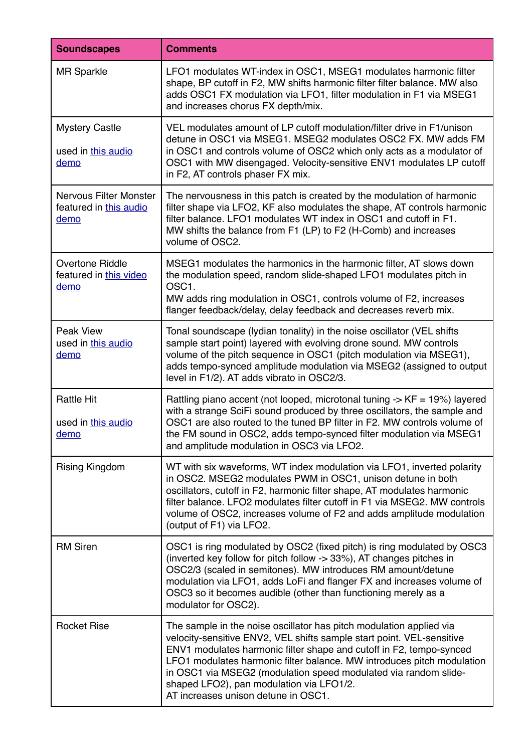| Soundscapes | Comments |
|---|---|
| MR Sparkle | LFO1 modulates WT-index in OSC1, MSEG1 modulates harmonic filter shape, BP cutoff in F2, MW shifts harmonic filter filter balance. MW also adds OSC1 FX modulation via LFO1, filter modulation in F1 via MSEG1 and increases chorus FX depth/mix. |
| Mystery Castle<br><br>used in [this audio demo]() | VEL modulates amount of LP cutoff modulation/filter drive in F1/unison detune in OSC1 via MSEG1. MSEG2 modulates OSC2 FX. MW adds FM in OSC1 and controls volume of OSC2 which only acts as a modulator of OSC1 with MW disengaged. Velocity-sensitive ENV1 modulates LP cutoff in F2, AT controls phaser FX mix. |
| Nervous Filter Monster featured in [this audio demo]() | The nervousness in this patch is created by the modulation of harmonic filter shape via LFO2, KF also modulates the shape, AT controls harmonic filter balance. LFO1 modulates WT index in OSC1 and cutoff in F1.<br>MW shifts the balance from F1 (LP) to F2 (H-Comb) and increases volume of OSC2. |
| Overtone Riddle featured in [this video demo]() | MSEG1 modulates the harmonics in the harmonic filter, AT slows down the modulation speed, random slide-shaped LFO1 modulates pitch in OSC1.<br>MW adds ring modulation in OSC1, controls volume of F2, increases flanger feedback/delay, delay feedback and decreases reverb mix. |
| Peak View used in [this audio demo]() | Tonal soundscape (lydian tonality) in the noise oscillator (VEL shifts sample start point) layered with evolving drone sound. MW controls volume of the pitch sequence in OSC1 (pitch modulation via MSEG1), adds tempo-synced amplitude modulation via MSEG2 (assigned to output level in F1/2). AT adds vibrato in OSC2/3. |
| Rattle Hit<br><br>used in [this audio demo]() | Rattling piano accent (not looped, microtonal tuning -> KF = 19%) layered with a strange SciFi sound produced by three oscillators, the sample and OSC1 are also routed to the tuned BP filter in F2. MW controls volume of the FM sound in OSC2, adds tempo-synced filter modulation via MSEG1 and amplitude modulation in OSC3 via LFO2. |
| Rising Kingdom | WT with six waveforms, WT index modulation via LFO1, inverted polarity in OSC2. MSEG2 modulates PWM in OSC1, unison detune in both oscillators, cutoff in F2, harmonic filter shape, AT modulates harmonic filter balance. LFO2 modulates filter cutoff in F1 via MSEG2. MW controls volume of OSC2, increases volume of F2 and adds amplitude modulation (output of F1) via LFO2. |
| RM Siren | OSC1 is ring modulated by OSC2 (fixed pitch) is ring modulated by OSC3 (inverted key follow for pitch follow -> 33%), AT changes pitches in OSC2/3 (scaled in semitones). MW introduces RM amount/detune modulation via LFO1, adds LoFi and flanger FX and increases volume of OSC3 so it becomes audible (other than functioning merely as a modulator for OSC2). |
| Rocket Rise | The sample in the noise oscillator has pitch modulation applied via velocity-sensitive ENV2, VEL shifts sample start point. VEL-sensitive ENV1 modulates harmonic filter shape and cutoff in F2, tempo-synced LFO1 modulates harmonic filter balance. MW introduces pitch modulation in OSC1 via MSEG2 (modulation speed modulated via random slide-shaped LFO2), pan modulation via LFO1/2.<br>AT increases unison detune in OSC1. |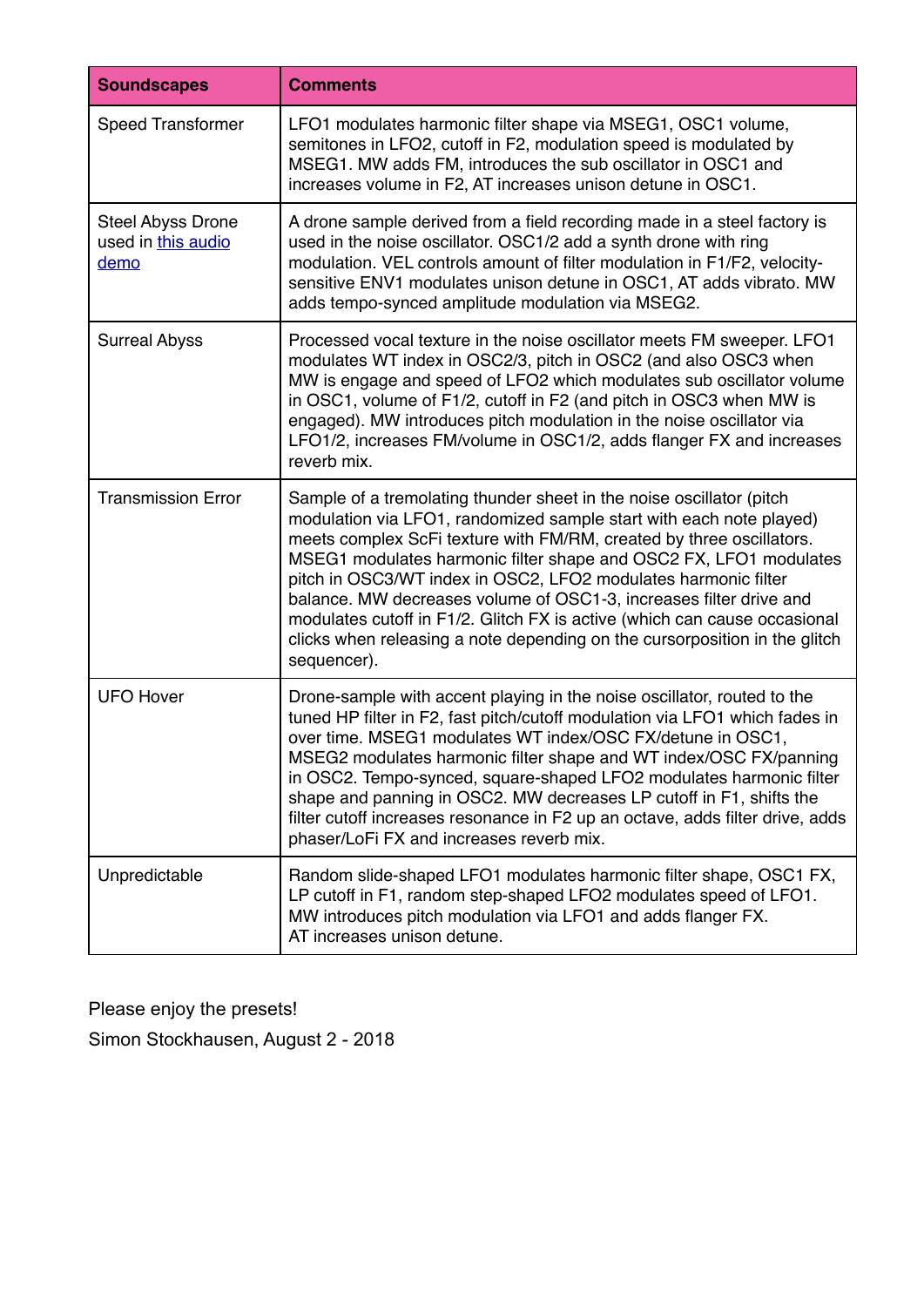| Soundscapes | Comments |
|---|---|
| Speed Transformer | LFO1 modulates harmonic filter shape via MSEG1, OSC1 volume, semitones in LFO2, cutoff in F2, modulation speed is modulated by MSEG1. MW adds FM, introduces the sub oscillator in OSC1 and increases volume in F2, AT increases unison detune in OSC1. |
| Steel Abyss Drone used in [this audio demo]() | A drone sample derived from a field recording made in a steel factory is used in the noise oscillator. OSC1/2 add a synth drone with ring modulation. VEL controls amount of filter modulation in F1/F2, velocity-sensitive ENV1 modulates unison detune in OSC1, AT adds vibrato. MW adds tempo-synced amplitude modulation via MSEG2. |
| Surreal Abyss | Processed vocal texture in the noise oscillator meets FM sweeper. LFO1 modulates WT index in OSC2/3, pitch in OSC2 (and also OSC3 when MW is engage and speed of LFO2 which modulates sub oscillator volume in OSC1, volume of F1/2, cutoff in F2 (and pitch in OSC3 when MW is engaged). MW introduces pitch modulation in the noise oscillator via LFO1/2, increases FM/volume in OSC1/2, adds flanger FX and increases reverb mix. |
| Transmission Error | Sample of a tremolating thunder sheet in the noise oscillator (pitch modulation via LFO1, randomized sample start with each note played) meets complex ScFi texture with FM/RM, created by three oscillators. MSEG1 modulates harmonic filter shape and OSC2 FX, LFO1 modulates pitch in OSC3/WT index in OSC2, LFO2 modulates harmonic filter balance. MW decreases volume of OSC1-3, increases filter drive and modulates cutoff in F1/2. Glitch FX is active (which can cause occasional clicks when releasing a note depending on the cursorposition in the glitch sequencer). |
| UFO Hover | Drone-sample with accent playing in the noise oscillator, routed to the tuned HP filter in F2, fast pitch/cutoff modulation via LFO1 which fades in over time. MSEG1 modulates WT index/OSC FX/detune in OSC1, MSEG2 modulates harmonic filter shape and WT index/OSC FX/panning in OSC2. Tempo-synced, square-shaped LFO2 modulates harmonic filter shape and panning in OSC2. MW decreases LP cutoff in F1, shifts the filter cutoff increases resonance in F2 up an octave, adds filter drive, adds phaser/LoFi FX and increases reverb mix. |
| Unpredictable | Random slide-shaped LFO1 modulates harmonic filter shape, OSC1 FX, LP cutoff in F1, random step-shaped LFO2 modulates speed of LFO1. MW introduces pitch modulation via LFO1 and adds flanger FX. AT increases unison detune. |

Please enjoy the presets!

Simon Stockhausen, August 2 - 2018